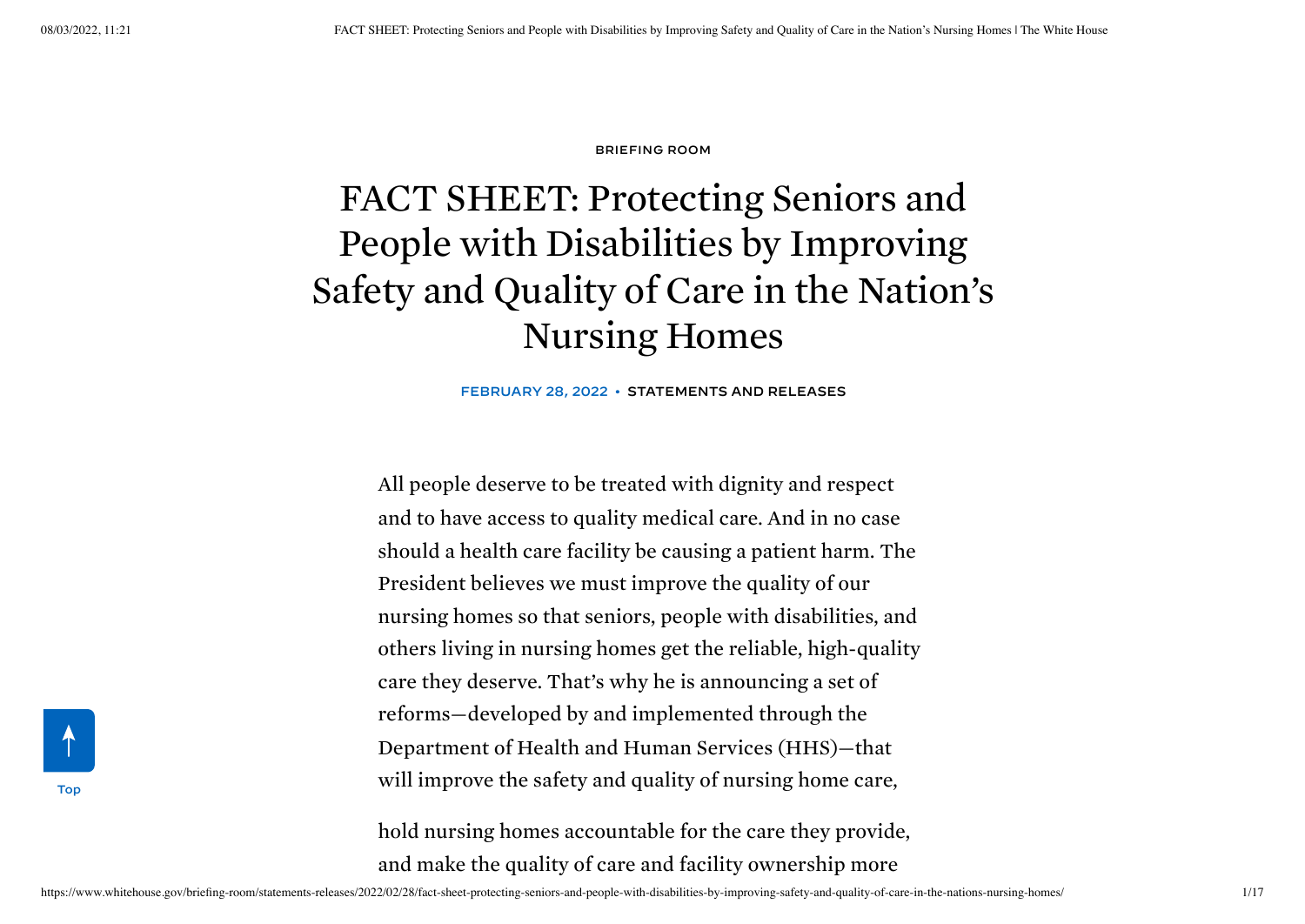BRIEFING ROOM

# FACT SHEET: Protecting Seniors and People with Disabilities by Improving Safety and Quality of Care in the Nation's Nursing Homes

FEBRUARY 28, 2022 • STATEMENTS AND RELEASES

All people deserve to be treated with dignity and respect and to have access to quality medical care. And in no case should a health care facility be causing a patient harm. The President believes we must improve the quality of our nursing homes so that seniors, people with disabilities, and others living in nursing homes get the reliable, high-quality care they deserve. That's why he is announcing a set of reforms—developed by and implemented through the Department of Health and Human Services (HHS)—that will improve the safety and quality of nursing home care, hold nursing homes accountable for the care they provide, and make the quality of care and facility ownership more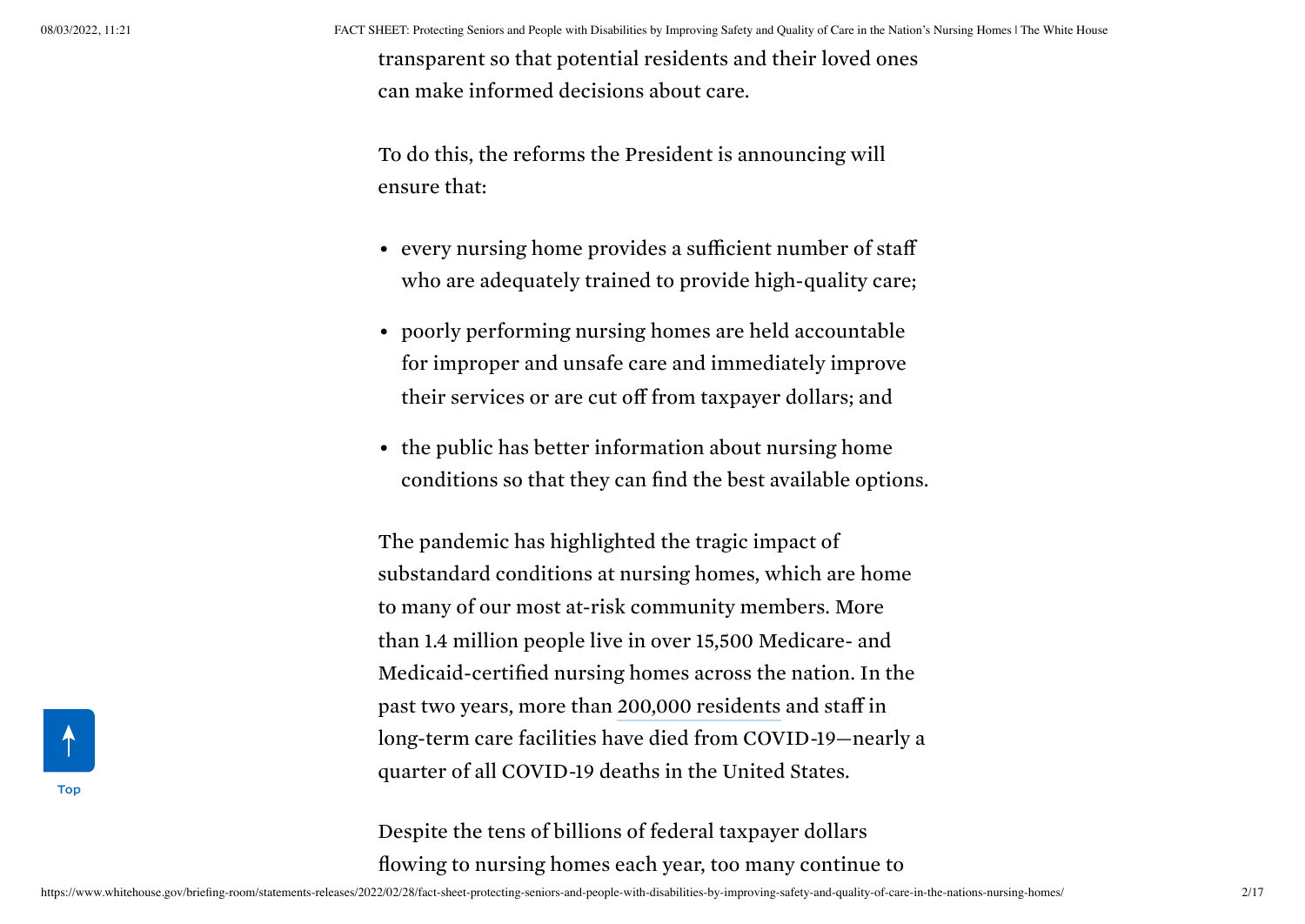transparent so that potential residents and their loved ones can make informed decisions about care.

To do this, the reforms the President is announcing will ensure that:

- every nursing home provides a sufficient number of staff who are adequately trained to provide high-quality care;
- poorly performing nursing homes are held accountable for improper and unsafe care and immediately improve their services or are cut off from taxpayer dollars; and
- the public has better information about nursing home conditions so that they can find the best available options.

The pandemic has highlighted the tragic impact of substandard conditions at nursing homes, which are home to many of our most at-risk community members. More than 1.4 million people live in over 15,500 Medicare- and Medicaid-certified nursing homes across the nation. In the past two years, more than 200,000 residents and staff in long-term care facilities have died from COVID-19—nearly a quarter of all COVID-19 deaths in the United States.

Despite the tens of billions of federal taxpayer dollars flowing to nursing homes each year, too many continue to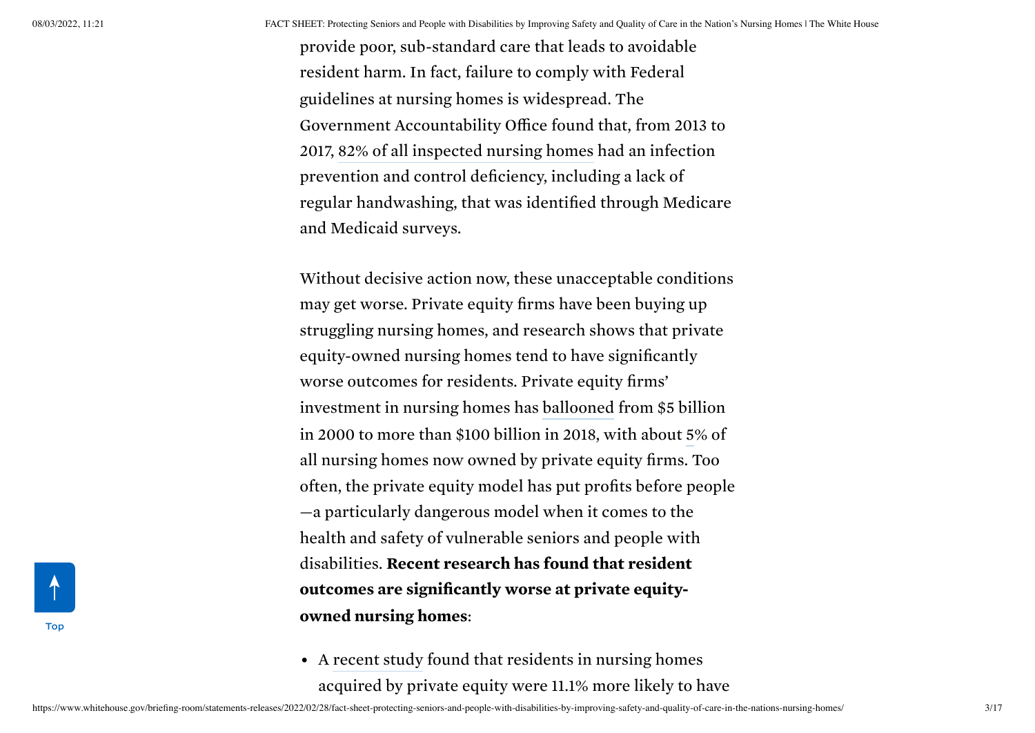provide poor, sub-standard care that leads to avoidable resident harm. In fact, failure to comply with Federal guidelines at nursing homes is widespread. The Government Accountability Office found that, from 2013 to 2017, 82% of all inspected nursing homes had an infection prevention and control deficiency, including a lack of regular handwashing, that was identified through Medicare and Medicaid surveys.

Without decisive action now, these unacceptable conditions may get worse. Private equity firms have been buying up struggling nursing homes, and research shows that private equity-owned nursing homes tend to have significantly worse outcomes for residents. Private equity firms' investment in nursing homes has ballooned from $5 billion in 2000 to more than $100 billion in 2018, with about 5% of all nursing homes now owned by private equity firms. Too often, the private equity model has put profits before people—a particularly dangerous model when it comes to the health and safety of vulnerable seniors and people with disabilities. **Recent research has found that resident outcomes are significantly worse at private equity-owned nursing homes**:

- A recent study found that residents in nursing homes acquired by private equity were 11.1% more likely to have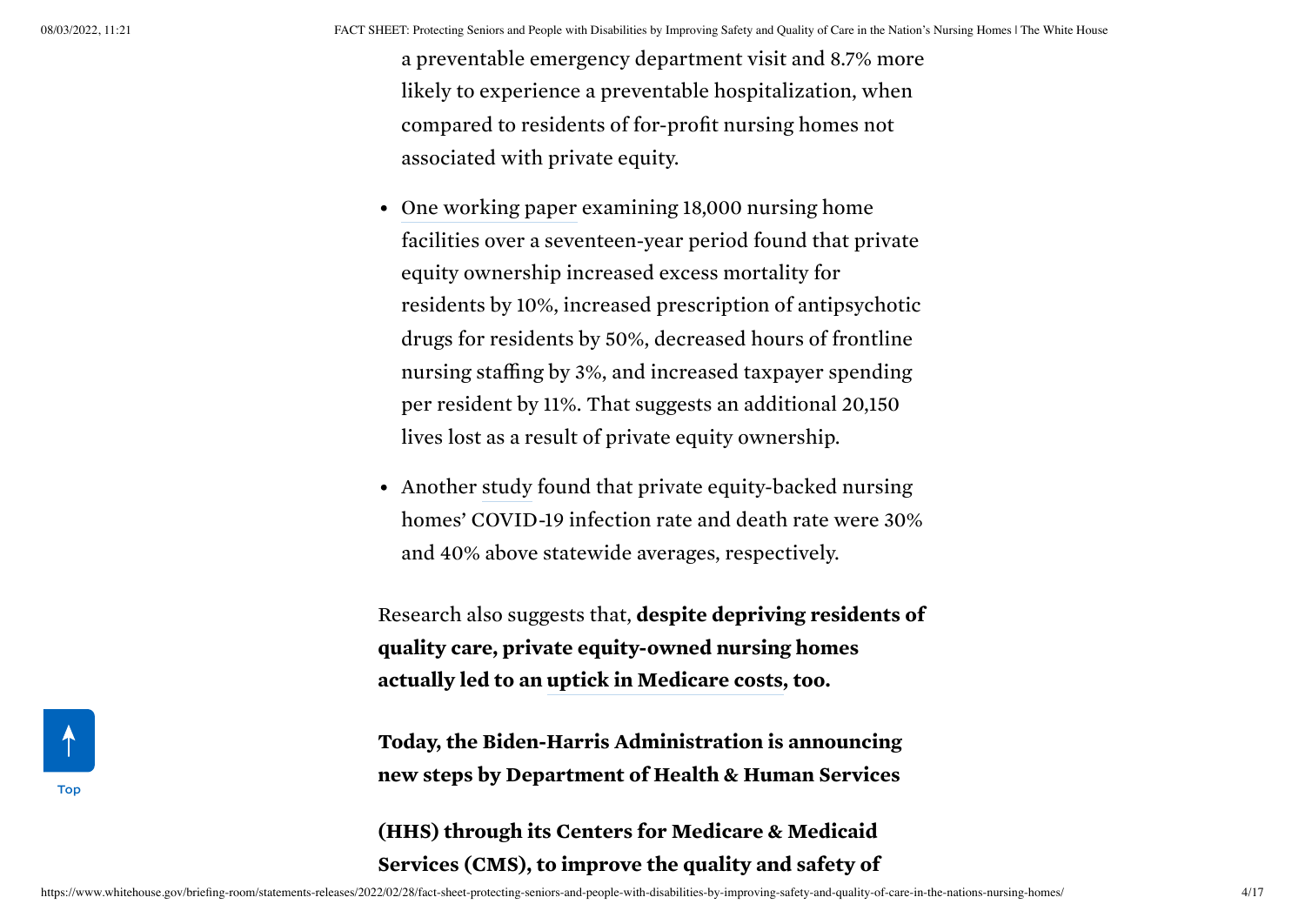a preventable emergency department visit and 8.7% more likely to experience a preventable hospitalization, when compared to residents of for-profit nursing homes not associated with private equity.

- One working paper examining 18,000 nursing home facilities over a seventeen-year period found that private equity ownership increased excess mortality for residents by 10%, increased prescription of antipsychotic drugs for residents by 50%, decreased hours of frontline nursing staffing by 3%, and increased taxpayer spending per resident by 11%. That suggests an additional 20,150 lives lost as a result of private equity ownership.
- Another study found that private equity-backed nursing homes' COVID-19 infection rate and death rate were 30% and 40% above statewide averages, respectively.

Research also suggests that, **despite depriving residents of quality care, private equity-owned nursing homes actually led to an uptick in Medicare costs, too.**

**Today, the Biden-Harris Administration is announcing new steps by Department of Health & Human Services (HHS) through its Centers for Medicare & Medicaid Services (CMS), to improve the quality and safety of**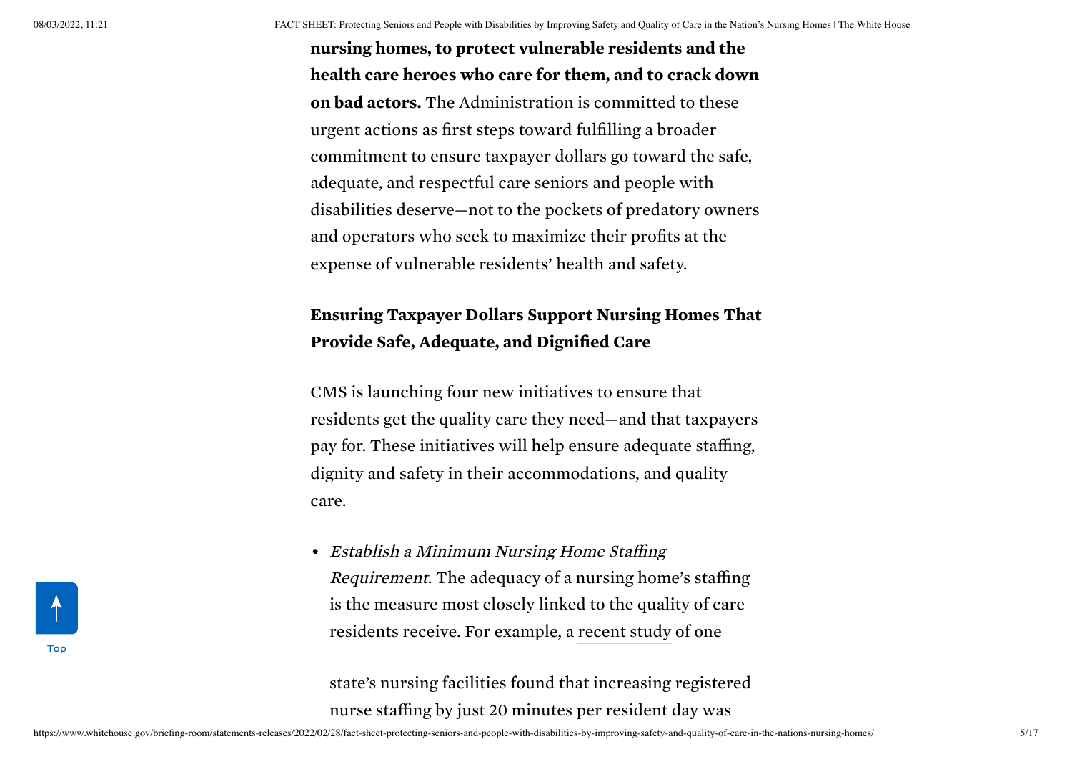**nursing homes, to protect vulnerable residents and the health care heroes who care for them, and to crack down on bad actors.** The Administration is committed to these urgent actions as first steps toward fulfilling a broader commitment to ensure taxpayer dollars go toward the safe, adequate, and respectful care seniors and people with disabilities deserve—not to the pockets of predatory owners and operators who seek to maximize their profits at the expense of vulnerable residents' health and safety.

## Ensuring Taxpayer Dollars Support Nursing Homes That Provide Safe, Adequate, and Dignified Care

CMS is launching four new initiatives to ensure that residents get the quality care they need—and that taxpayers pay for. These initiatives will help ensure adequate staffing, dignity and safety in their accommodations, and quality care.

- *Establish a Minimum Nursing Home Staffing Requirement*. The adequacy of a nursing home's staffing is the measure most closely linked to the quality of care residents receive. For example, a recent study of one state's nursing facilities found that increasing registered nurse staffing by just 20 minutes per resident day was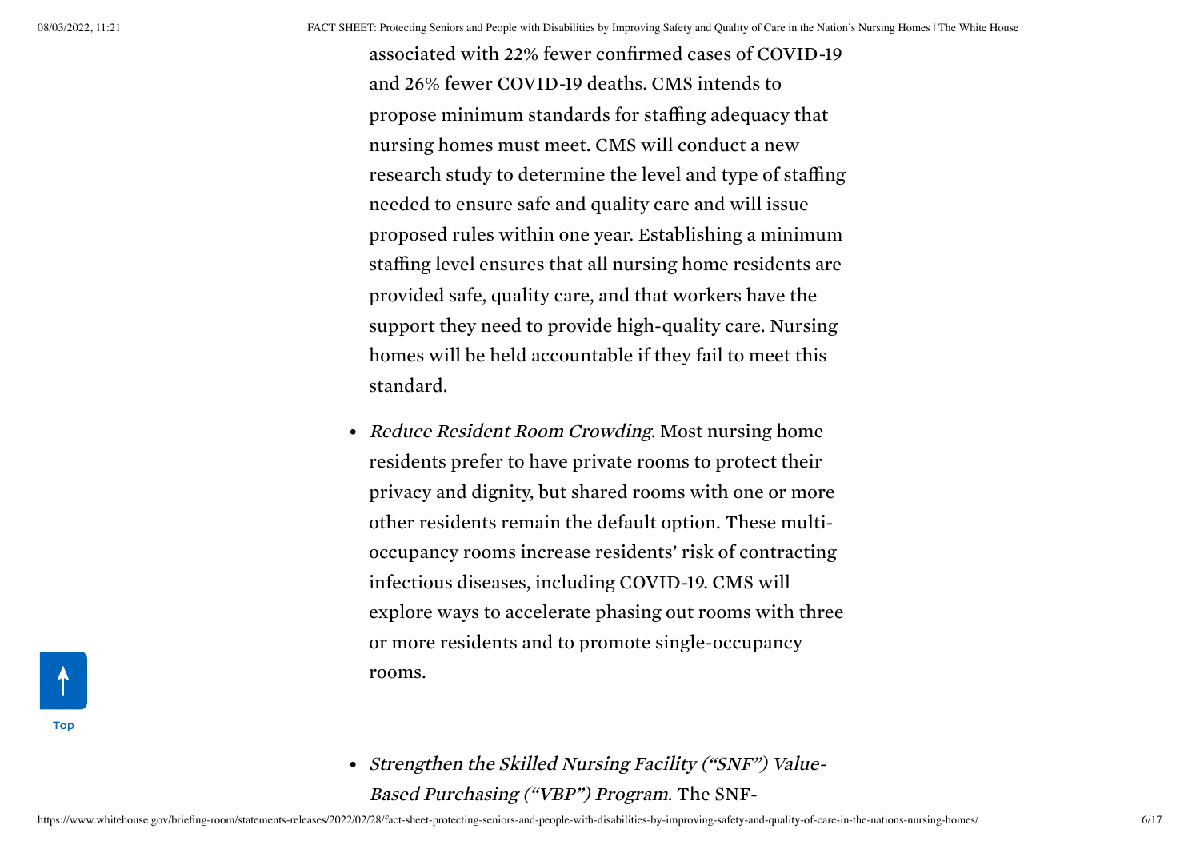associated with 22% fewer confirmed cases of COVID-19 and 26% fewer COVID-19 deaths. CMS intends to propose minimum standards for staffing adequacy that nursing homes must meet. CMS will conduct a new research study to determine the level and type of staffing needed to ensure safe and quality care and will issue proposed rules within one year. Establishing a minimum staffing level ensures that all nursing home residents are provided safe, quality care, and that workers have the support they need to provide high-quality care. Nursing homes will be held accountable if they fail to meet this standard.

- *Reduce Resident Room Crowding*. Most nursing home residents prefer to have private rooms to protect their privacy and dignity, but shared rooms with one or more other residents remain the default option. These multi-occupancy rooms increase residents' risk of contracting infectious diseases, including COVID-19. CMS will explore ways to accelerate phasing out rooms with three or more residents and to promote single-occupancy rooms.

- *Strengthen the Skilled Nursing Facility ("SNF") Value-Based Purchasing ("VBP") Program.* The SNF-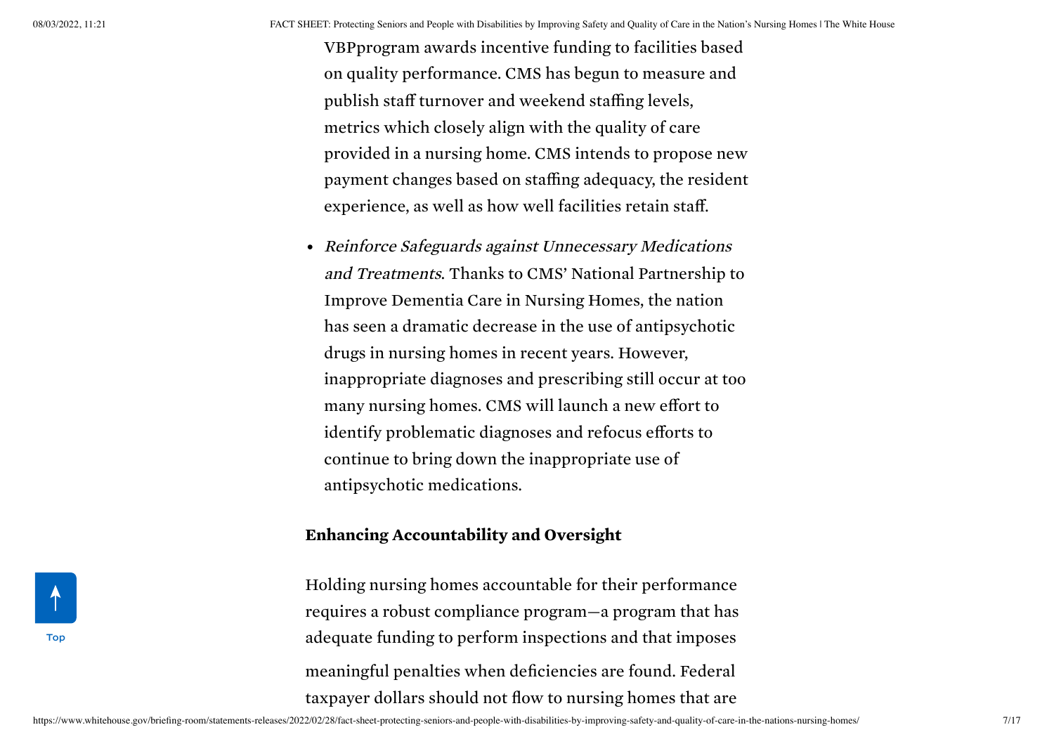VBPprogram awards incentive funding to facilities based on quality performance. CMS has begun to measure and publish staff turnover and weekend staffing levels, metrics which closely align with the quality of care provided in a nursing home. CMS intends to propose new payment changes based on staffing adequacy, the resident experience, as well as how well facilities retain staff.

- *Reinforce Safeguards against Unnecessary Medications and Treatments*. Thanks to CMS' National Partnership to Improve Dementia Care in Nursing Homes, the nation has seen a dramatic decrease in the use of antipsychotic drugs in nursing homes in recent years. However, inappropriate diagnoses and prescribing still occur at too many nursing homes. CMS will launch a new effort to identify problematic diagnoses and refocus efforts to continue to bring down the inappropriate use of antipsychotic medications.

**Enhancing Accountability and Oversight**

Holding nursing homes accountable for their performance requires a robust compliance program—a program that has adequate funding to perform inspections and that imposes meaningful penalties when deficiencies are found. Federal taxpayer dollars should not flow to nursing homes that are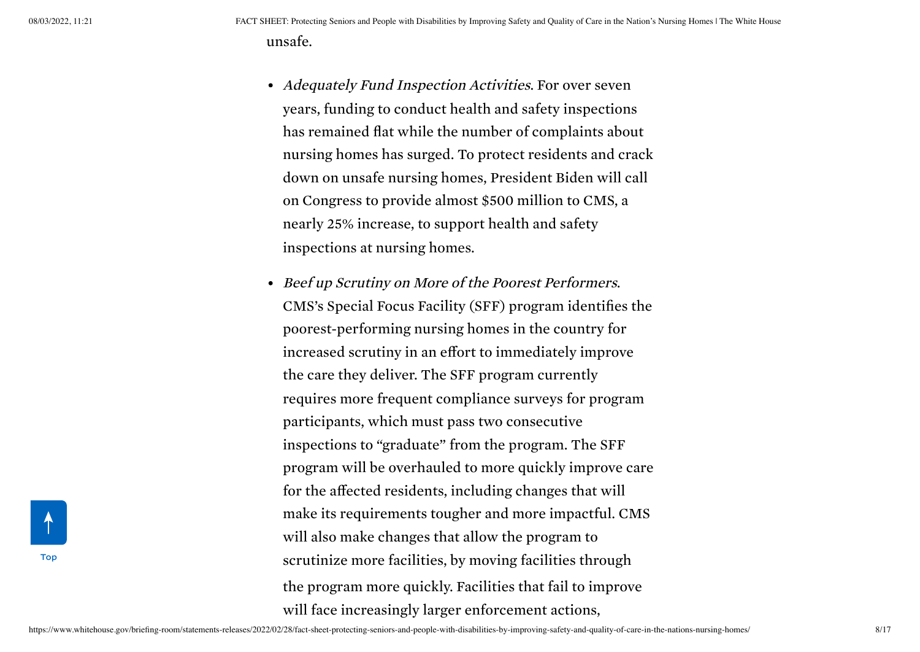unsafe.

- *Adequately Fund Inspection Activities*. For over seven years, funding to conduct health and safety inspections has remained flat while the number of complaints about nursing homes has surged. To protect residents and crack down on unsafe nursing homes, President Biden will call on Congress to provide almost $500 million to CMS, a nearly 25% increase, to support health and safety inspections at nursing homes.

- *Beef up Scrutiny on More of the Poorest Performers*. CMS's Special Focus Facility (SFF) program identifies the poorest-performing nursing homes in the country for increased scrutiny in an effort to immediately improve the care they deliver. The SFF program currently requires more frequent compliance surveys for program participants, which must pass two consecutive inspections to "graduate" from the program. The SFF program will be overhauled to more quickly improve care for the affected residents, including changes that will make its requirements tougher and more impactful. CMS will also make changes that allow the program to scrutinize more facilities, by moving facilities through the program more quickly. Facilities that fail to improve will face increasingly larger enforcement actions,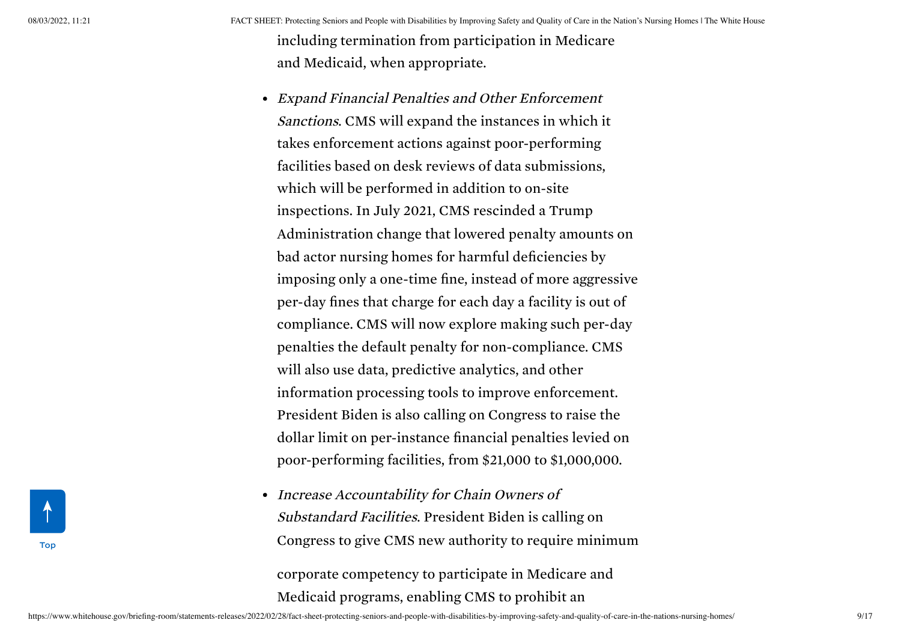including termination from participation in Medicare and Medicaid, when appropriate.

- *Expand Financial Penalties and Other Enforcement Sanctions*. CMS will expand the instances in which it takes enforcement actions against poor-performing facilities based on desk reviews of data submissions, which will be performed in addition to on-site inspections. In July 2021, CMS rescinded a Trump Administration change that lowered penalty amounts on bad actor nursing homes for harmful deficiencies by imposing only a one-time fine, instead of more aggressive per-day fines that charge for each day a facility is out of compliance. CMS will now explore making such per-day penalties the default penalty for non-compliance. CMS will also use data, predictive analytics, and other information processing tools to improve enforcement. President Biden is also calling on Congress to raise the dollar limit on per-instance financial penalties levied on poor-performing facilities, from $21,000 to $1,000,000.

- *Increase Accountability for Chain Owners of Substandard Facilities*. President Biden is calling on Congress to give CMS new authority to require minimum corporate competency to participate in Medicare and Medicaid programs, enabling CMS to prohibit an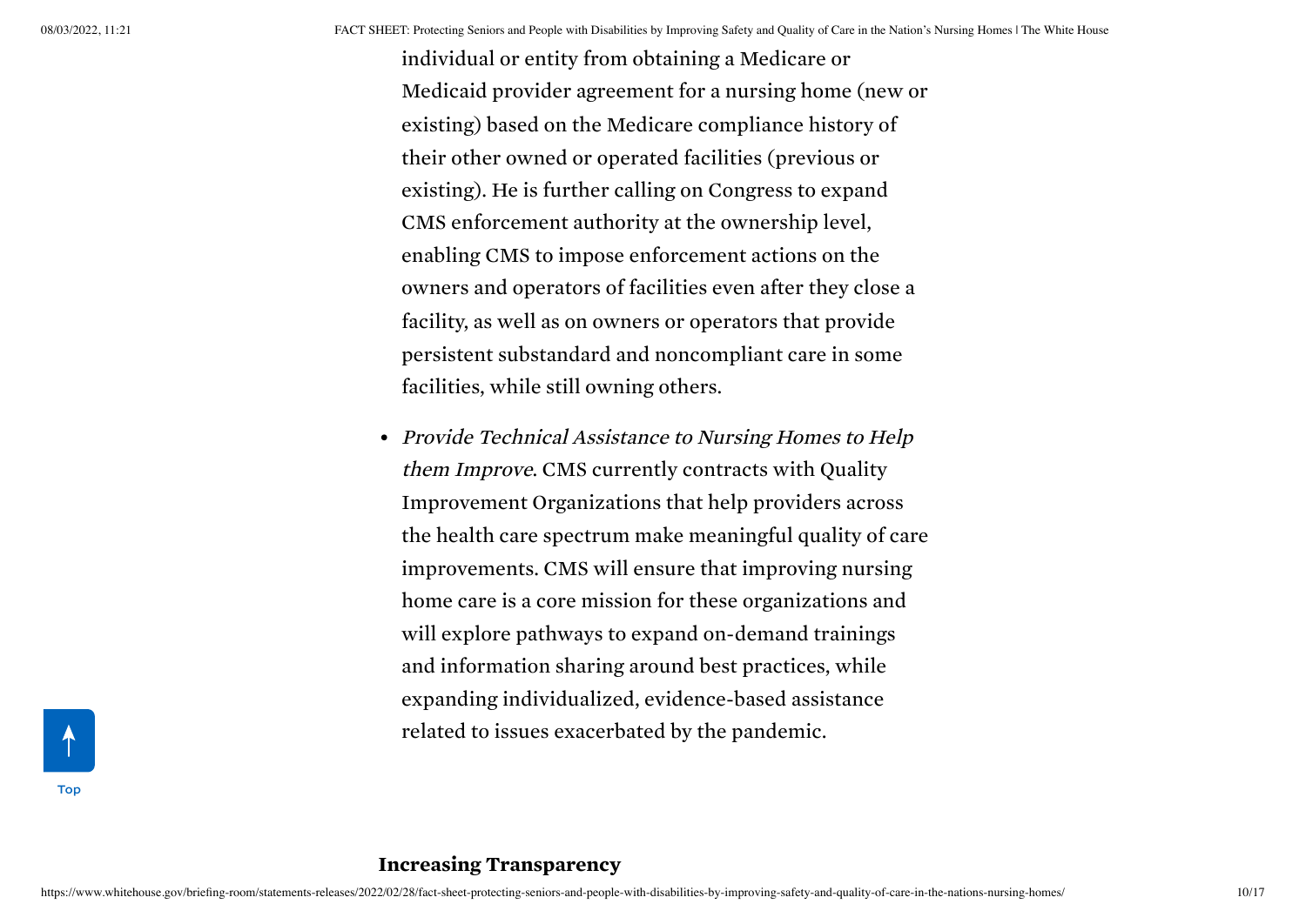individual or entity from obtaining a Medicare or Medicaid provider agreement for a nursing home (new or existing) based on the Medicare compliance history of their other owned or operated facilities (previous or existing). He is further calling on Congress to expand CMS enforcement authority at the ownership level, enabling CMS to impose enforcement actions on the owners and operators of facilities even after they close a facility, as well as on owners or operators that provide persistent substandard and noncompliant care in some facilities, while still owning others.

- *Provide Technical Assistance to Nursing Homes to Help them Improve*. CMS currently contracts with Quality Improvement Organizations that help providers across the health care spectrum make meaningful quality of care improvements. CMS will ensure that improving nursing home care is a core mission for these organizations and will explore pathways to expand on-demand trainings and information sharing around best practices, while expanding individualized, evidence-based assistance related to issues exacerbated by the pandemic.

## Increasing Transparency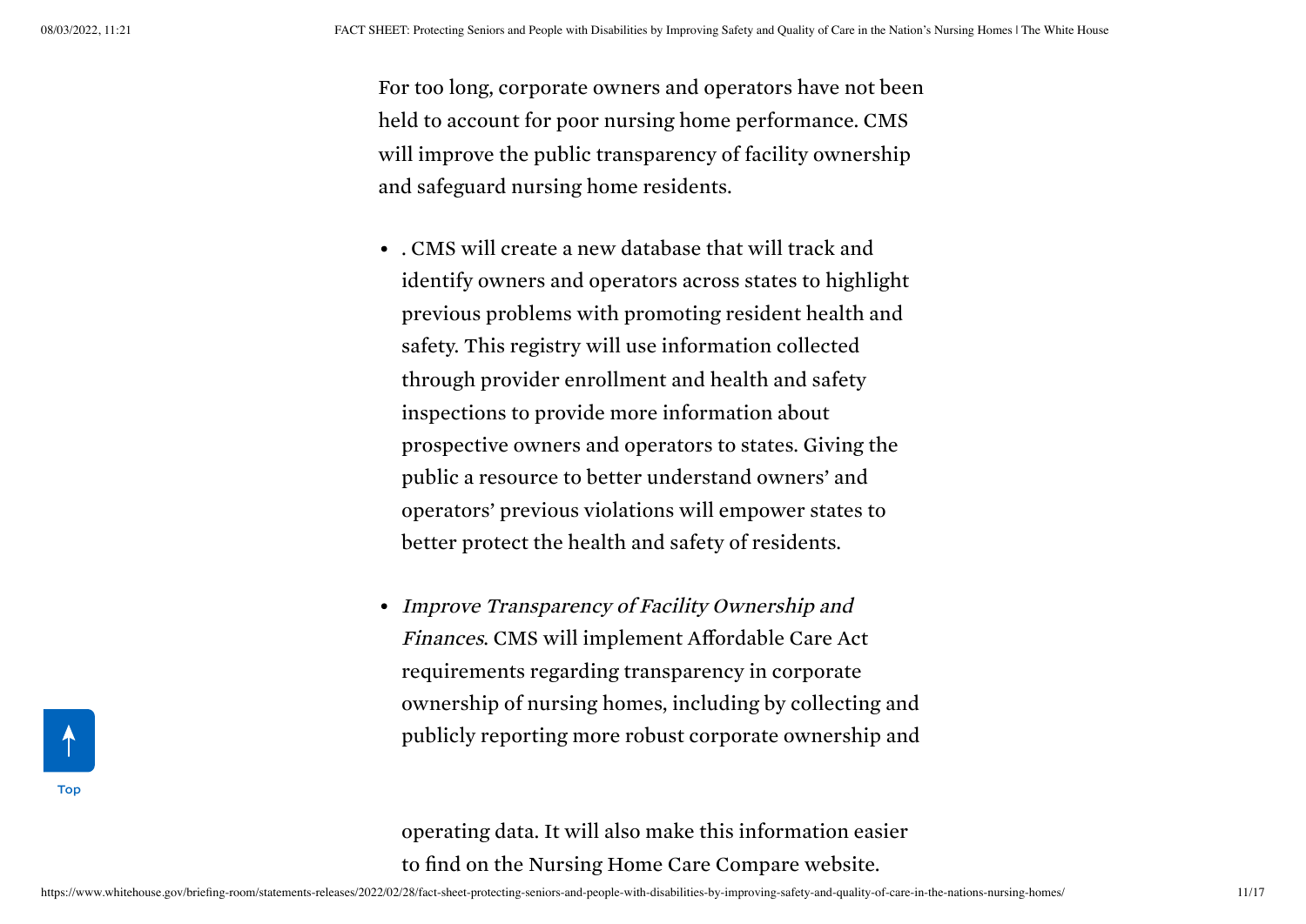For too long, corporate owners and operators have not been held to account for poor nursing home performance. CMS will improve the public transparency of facility ownership and safeguard nursing home residents.

- . CMS will create a new database that will track and identify owners and operators across states to highlight previous problems with promoting resident health and safety. This registry will use information collected through provider enrollment and health and safety inspections to provide more information about prospective owners and operators to states. Giving the public a resource to better understand owners' and operators' previous violations will empower states to better protect the health and safety of residents.
- *Improve Transparency of Facility Ownership and Finances*. CMS will implement Affordable Care Act requirements regarding transparency in corporate ownership of nursing homes, including by collecting and publicly reporting more robust corporate ownership and operating data. It will also make this information easier to find on the Nursing Home Care Compare website.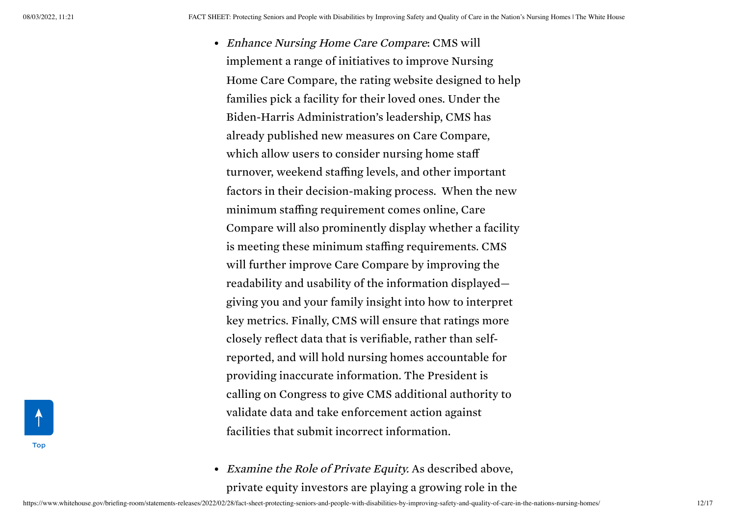- *Enhance Nursing Home Care Compare*: CMS will implement a range of initiatives to improve Nursing Home Care Compare, the rating website designed to help families pick a facility for their loved ones. Under the Biden-Harris Administration's leadership, CMS has already published new measures on Care Compare, which allow users to consider nursing home staff turnover, weekend staffing levels, and other important factors in their decision-making process. When the new minimum staffing requirement comes online, Care Compare will also prominently display whether a facility is meeting these minimum staffing requirements. CMS will further improve Care Compare by improving the readability and usability of the information displayed—giving you and your family insight into how to interpret key metrics. Finally, CMS will ensure that ratings more closely reflect data that is verifiable, rather than self-reported, and will hold nursing homes accountable for providing inaccurate information. The President is calling on Congress to give CMS additional authority to validate data and take enforcement action against facilities that submit incorrect information.

- *Examine the Role of Private Equity.* As described above, private equity investors are playing a growing role in the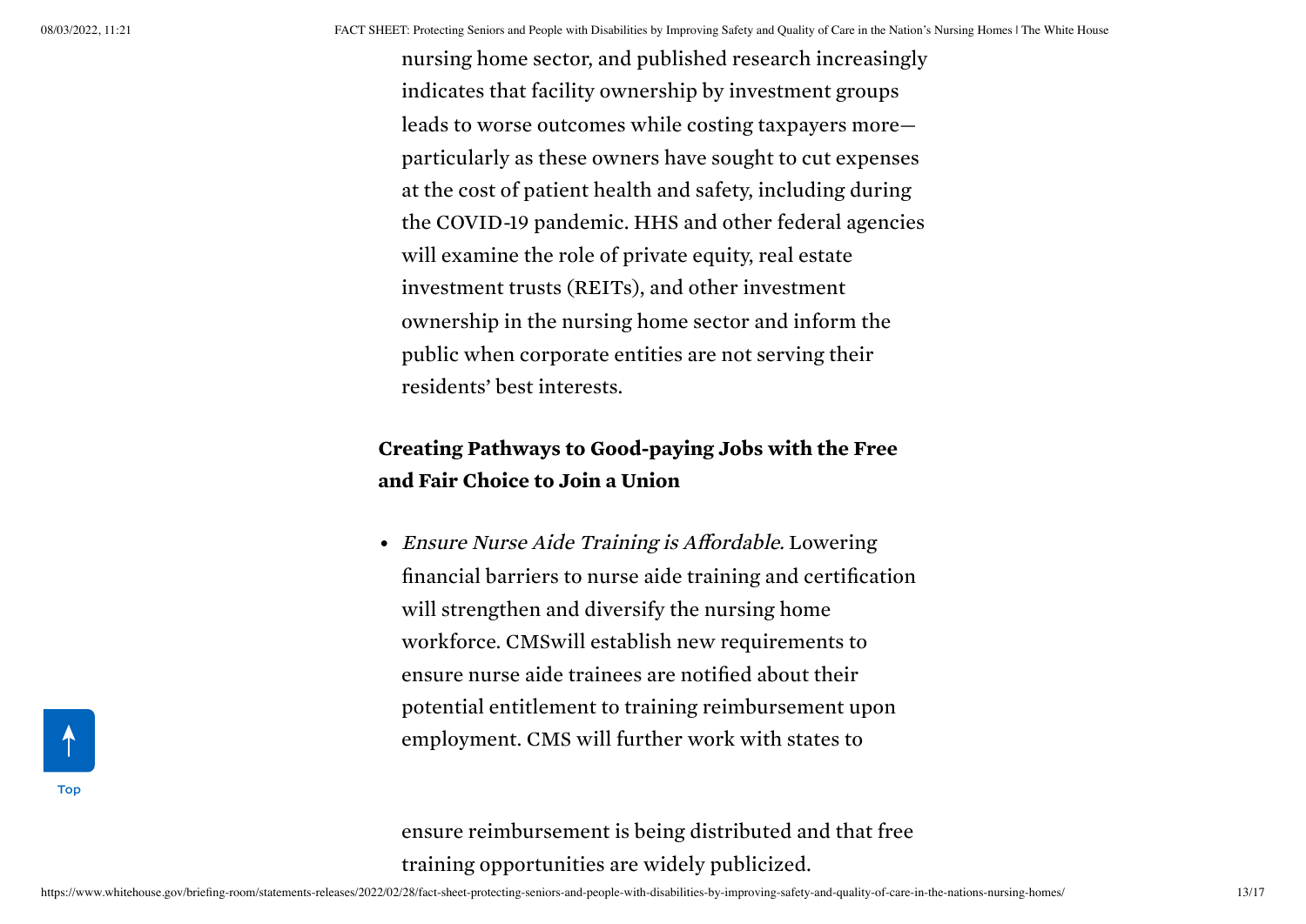nursing home sector, and published research increasingly indicates that facility ownership by investment groups leads to worse outcomes while costing taxpayers more—particularly as these owners have sought to cut expenses at the cost of patient health and safety, including during the COVID-19 pandemic. HHS and other federal agencies will examine the role of private equity, real estate investment trusts (REITs), and other investment ownership in the nursing home sector and inform the public when corporate entities are not serving their residents' best interests.

### Creating Pathways to Good-paying Jobs with the Free and Fair Choice to Join a Union

- *Ensure Nurse Aide Training is Affordable.* Lowering financial barriers to nurse aide training and certification will strengthen and diversify the nursing home workforce. CMSwill establish new requirements to ensure nurse aide trainees are notified about their potential entitlement to training reimbursement upon employment. CMS will further work with states to ensure reimbursement is being distributed and that free training opportunities are widely publicized.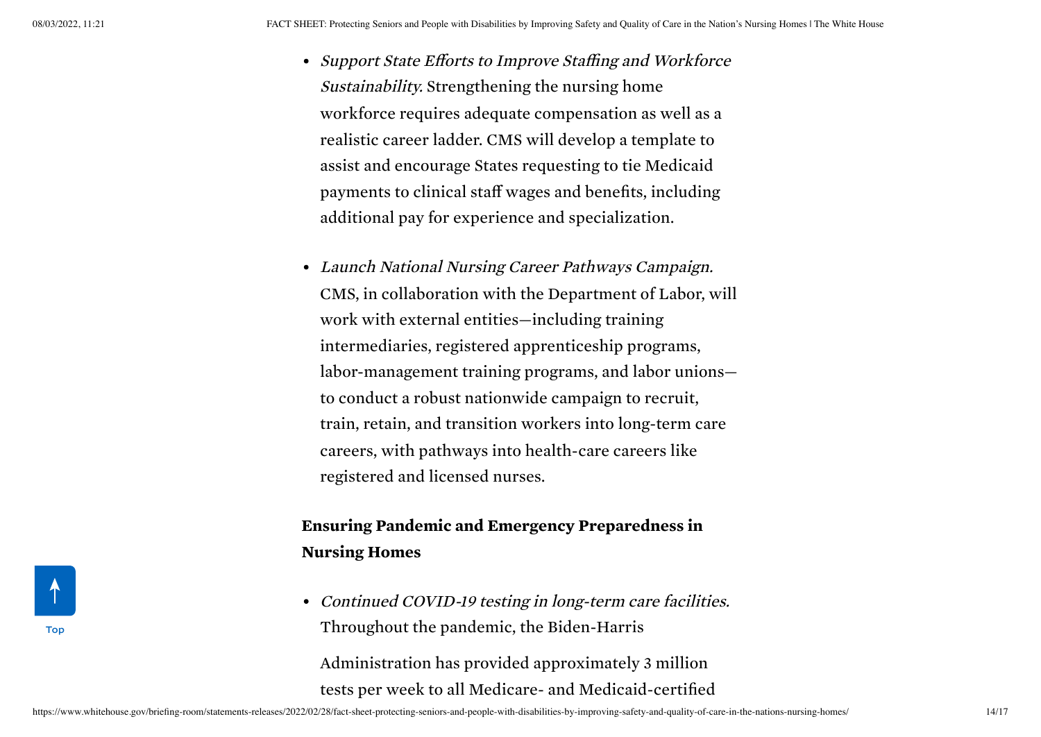- *Support State Efforts to Improve Staffing and Workforce Sustainability.* Strengthening the nursing home workforce requires adequate compensation as well as a realistic career ladder. CMS will develop a template to assist and encourage States requesting to tie Medicaid payments to clinical staff wages and benefits, including additional pay for experience and specialization.

- *Launch National Nursing Career Pathways Campaign.* CMS, in collaboration with the Department of Labor, will work with external entities—including training intermediaries, registered apprenticeship programs, labor-management training programs, and labor unions—to conduct a robust nationwide campaign to recruit, train, retain, and transition workers into long-term care careers, with pathways into health-care careers like registered and licensed nurses.

**Ensuring Pandemic and Emergency Preparedness in Nursing Homes**

- *Continued COVID-19 testing in long-term care facilities.* Throughout the pandemic, the Biden-Harris

  Administration has provided approximately 3 million tests per week to all Medicare- and Medicaid-certified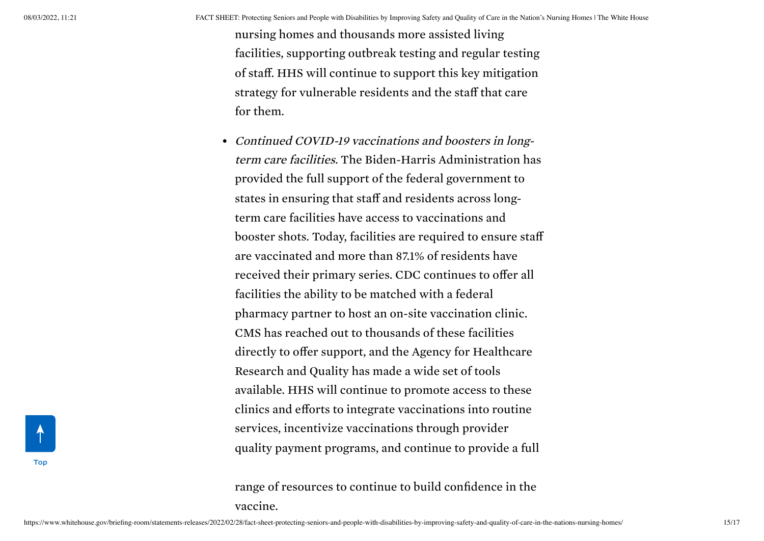nursing homes and thousands more assisted living facilities, supporting outbreak testing and regular testing of staff. HHS will continue to support this key mitigation strategy for vulnerable residents and the staff that care for them.

- *Continued COVID-19 vaccinations and boosters in long-term care facilities.* The Biden-Harris Administration has provided the full support of the federal government to states in ensuring that staff and residents across long-term care facilities have access to vaccinations and booster shots. Today, facilities are required to ensure staff are vaccinated and more than 87.1% of residents have received their primary series. CDC continues to offer all facilities the ability to be matched with a federal pharmacy partner to host an on-site vaccination clinic. CMS has reached out to thousands of these facilities directly to offer support, and the Agency for Healthcare Research and Quality has made a wide set of tools available. HHS will continue to promote access to these clinics and efforts to integrate vaccinations into routine services, incentivize vaccinations through provider quality payment programs, and continue to provide a full range of resources to continue to build confidence in the vaccine.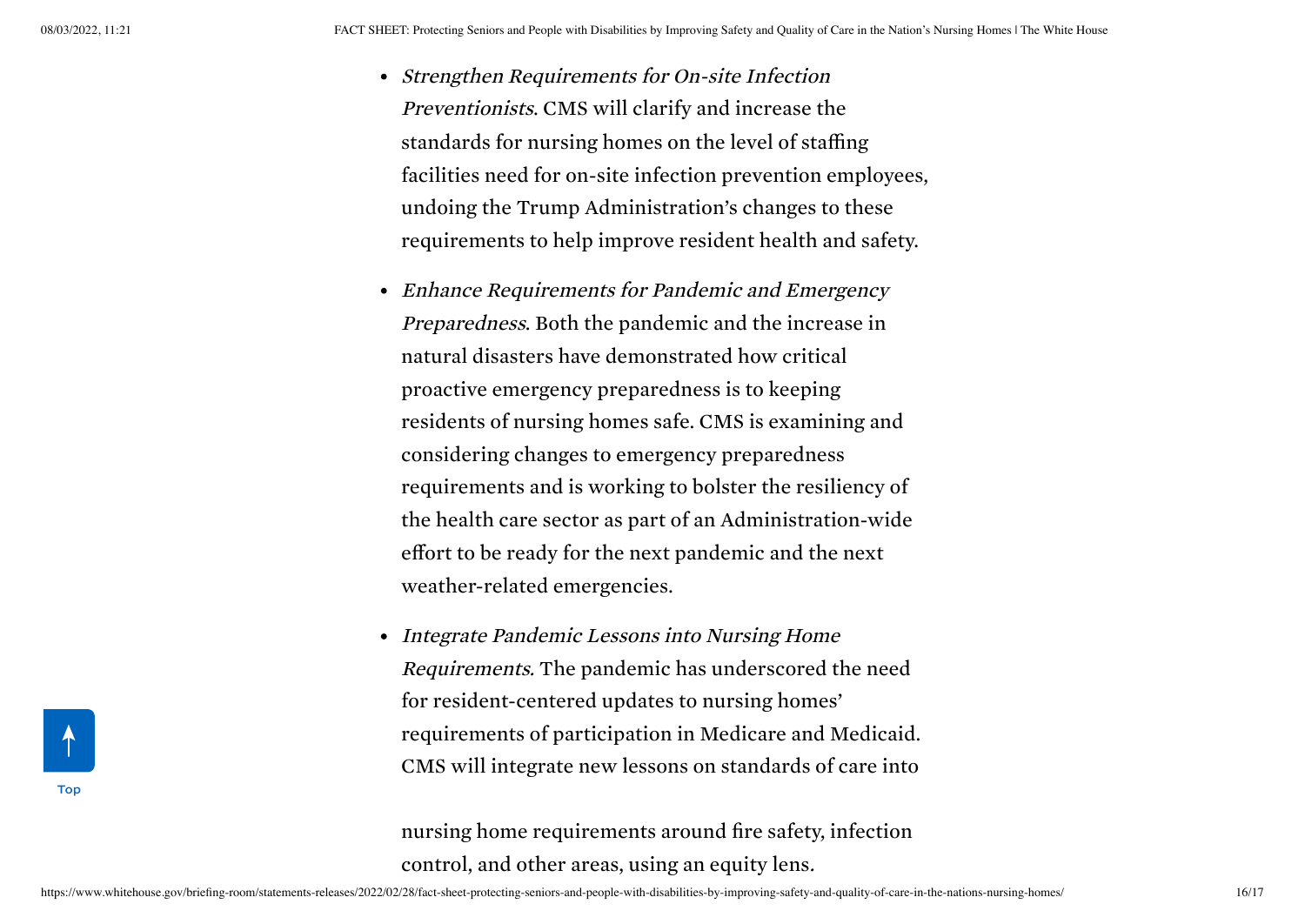- *Strengthen Requirements for On-site Infection Preventionists*. CMS will clarify and increase the standards for nursing homes on the level of staffing facilities need for on-site infection prevention employees, undoing the Trump Administration's changes to these requirements to help improve resident health and safety.
- *Enhance Requirements for Pandemic and Emergency Preparedness*. Both the pandemic and the increase in natural disasters have demonstrated how critical proactive emergency preparedness is to keeping residents of nursing homes safe. CMS is examining and considering changes to emergency preparedness requirements and is working to bolster the resiliency of the health care sector as part of an Administration-wide effort to be ready for the next pandemic and the next weather-related emergencies.
- *Integrate Pandemic Lessons into Nursing Home Requirements.* The pandemic has underscored the need for resident-centered updates to nursing homes' requirements of participation in Medicare and Medicaid. CMS will integrate new lessons on standards of care into nursing home requirements around fire safety, infection control, and other areas, using an equity lens.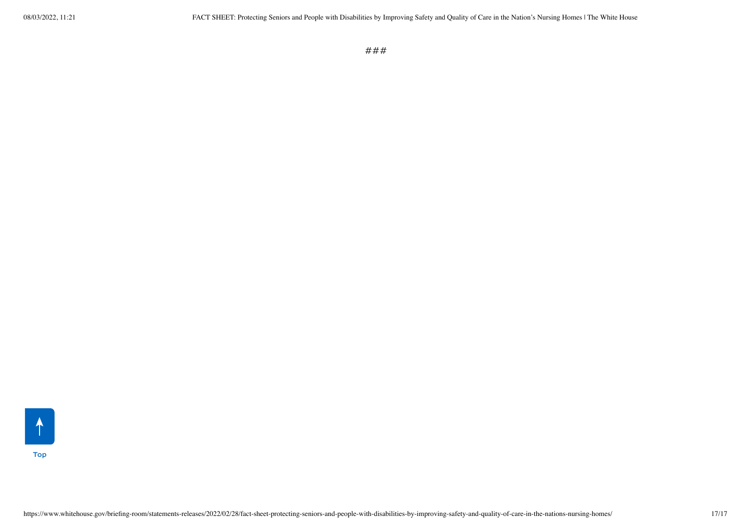###

Top